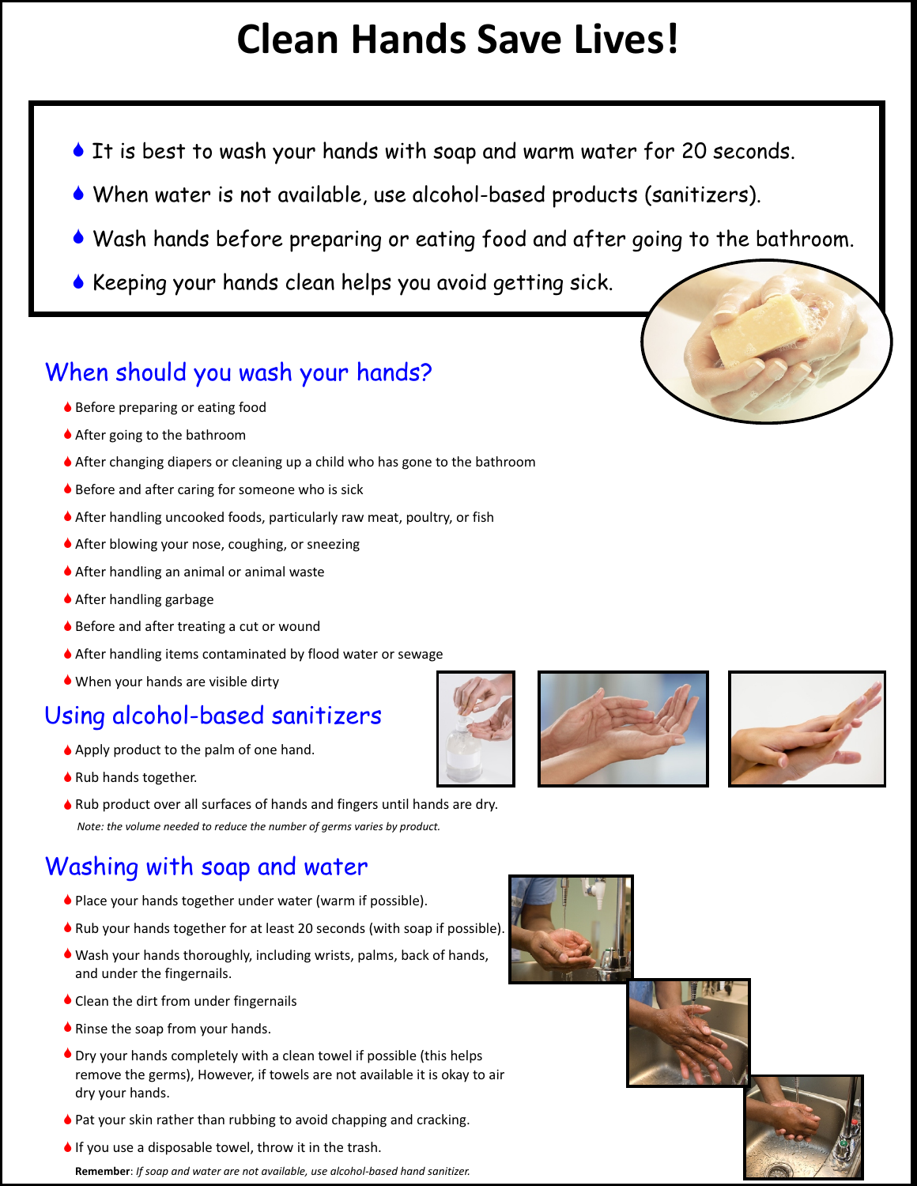# Clean Hands Save Lives!

- It is best to wash your hands with soap and warm water for 20 seconds.
- When water is not available, use alcohol-based products (sanitizers).
- Wash hands before preparing or eating food and after going to the bathroom.
- Keeping your hands clean helps you avoid getting sick.

## When should you wash your hands?

- Before preparing or eating food
- After going to the bathroom
- After changing diapers or cleaning up a child who has gone to the bathroom
- Before and after caring for someone who is sick
- After handling uncooked foods, particularly raw meat, poultry, or fish
- After blowing your nose, coughing, or sneezing
- After handling an animal or animal waste
- After handling garbage
- Before and after treating a cut or wound
- After handling items contaminated by flood water or sewage
- When your hands are visible dirty

## Using alcohol-based sanitizers

- Apply product to the palm of one hand.
- Rub hands together.
- Rub product over all surfaces of hands and fingers until hands are dry.

*Note: the volume needed to reduce the number of germs varies by product.*

## Washing with soap and water

- Place your hands together under water (warm if possible).
- Rub your hands together for at least 20 seconds (with soap if possible).
- Wash your hands thoroughly, including wrists, palms, back of hands, and under the fingernails.
- Clean the dirt from under fingernails
- Rinse the soap from your hands.
- Dry your hands completely with a clean towel if possible (this helps remove the germs), However, if towels are not available it is okay to air dry your hands.
- Pat your skin rather than rubbing to avoid chapping and cracking.
- If you use a disposable towel, throw it in the trash.

**Remember**: *If soap and water are not available, use alcohol-based hand sanitizer.*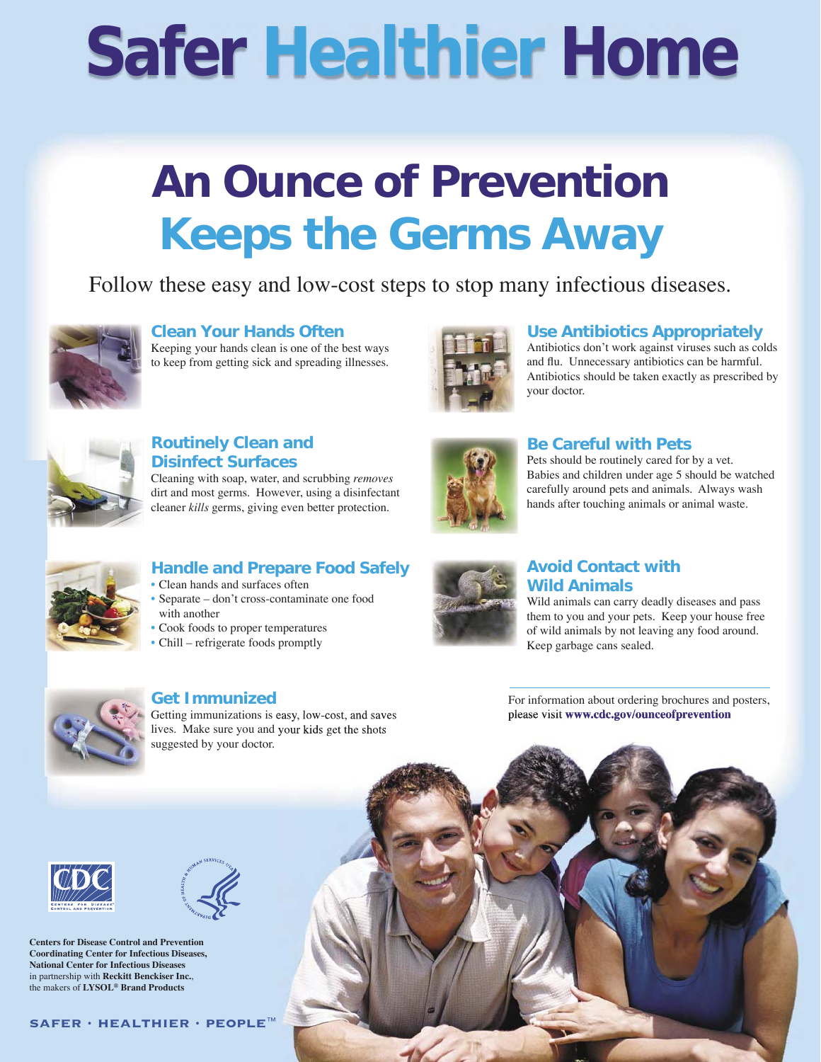# Safer Healthier Home

## An Ounce of Prevention Keeps the Germs Away

Follow these easy and low-cost steps to stop many infectious diseases.

### Clean Your Hands Often

Keeping your hands clean is one of the best ways to keep from getting sick and spreading illnesses.

### Routinely Clean and Disinfect Surfaces

Cleaning with soap, water, and scrubbing *removes* dirt and most germs. However, using a disinfectant cleaner *kills* germs, giving even better protection.

### Handle and Prepare Food Safely

- Clean hands and surfaces often
- Separate – don't cross-contaminate one food with another
- Cook foods to proper temperatures
- Chill – refrigerate foods promptly

### Get Immunized

Getting immunizations is easy, low-cost, and saves lives. Make sure you and your kids get the shots suggested by your doctor.

### Use Antibiotics Appropriately

Antibiotics don't work against viruses such as colds and flu. Unnecessary antibiotics can be harmful. Antibiotics should be taken exactly as prescribed by your doctor.

### Be Careful with Pets

Pets should be routinely cared for by a vet. Babies and children under age 5 should be watched carefully around pets and animals. Always wash hands after touching animals or animal waste.

### Avoid Contact with Wild Animals

Wild animals can carry deadly diseases and pass them to you and your pets. Keep your house free of wild animals by not leaving any food around. Keep garbage cans sealed.

For information about ordering brochures and posters, please visit **www.cdc.gov/ounceofprevention**

**Centers for Disease Control and Prevention**
**Coordinating Center for Infectious Diseases,**
**National Center for Infectious Diseases**
in partnership with **Reckitt Benckiser Inc.**,
the makers of **LYSOL® Brand Products**

**SAFER · HEALTHIER · PEOPLE™**